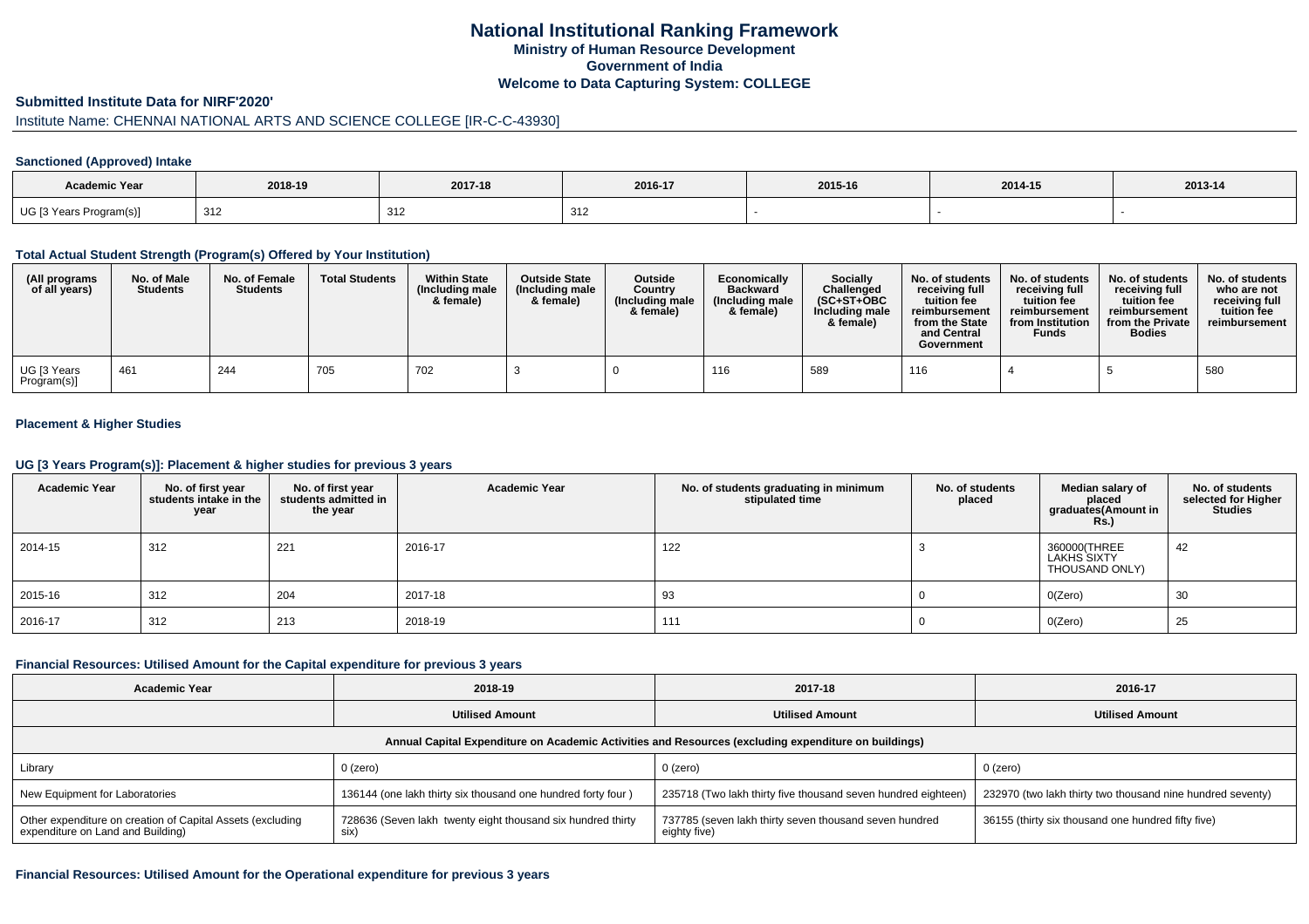# National Institutional Ranking Framework

## Ministry of Human Resource Development

## Government of India

## Welcome to Data Capturing System: COLLEGE

### Submitted Institute Data for NIRF'2020'

Institute Name: CHENNAI NATIONAL ARTS AND SCIENCE COLLEGE [IR-C-C-43930]

#### Sanctioned (Approved) Intake

| Academic Year | 2018-19 | 2017-18 | 2016-17 | 2015-16 | 2014-15 | 2013-14 |
|---|---|---|---|---|---|---|
| UG [3 Years Program(s)] | 312 | 312 | 312 | - | - | - |

#### Total Actual Student Strength (Program(s) Offered by Your Institution)

| (All programs of all years) | No. of Male Students | No. of Female Students | Total Students | Within State (Including male & female) | Outside State (Including male & female) | Outside Country (Including male & female) | Economically Backward (Including male & female) | Socially Challenged (SC+ST+OBC Including male & female) | No. of students receiving full tuition fee reimbursement from the State and Central Government | No. of students receiving full tuition fee reimbursement from Institution Funds | No. of students receiving full tuition fee reimbursement from the Private Bodies | No. of students who are not receiving full tuition fee reimbursement |
|---|---|---|---|---|---|---|---|---|---|---|---|---|
| UG [3 Years Program(s)] | 461 | 244 | 705 | 702 | 3 | 0 | 116 | 589 | 116 | 4 | 5 | 580 |

#### Placement & Higher Studies

#### UG [3 Years Program(s)]: Placement & higher studies for previous 3 years

| Academic Year | No. of first year students intake in the year | No. of first year students admitted in the year | Academic Year | No. of students graduating in minimum stipulated time | No. of students placed | Median salary of placed graduates(Amount in Rs.) | No. of students selected for Higher Studies |
|---|---|---|---|---|---|---|---|
| 2014-15 | 312 | 221 | 2016-17 | 122 | 3 | 360000(THREE LAKHS SIXTY THOUSAND ONLY) | 42 |
| 2015-16 | 312 | 204 | 2017-18 | 93 | 0 | 0(Zero) | 30 |
| 2016-17 | 312 | 213 | 2018-19 | 111 | 0 | 0(Zero) | 25 |

#### Financial Resources: Utilised Amount for the Capital expenditure for previous 3 years

| Academic Year | 2018-19 | 2017-18 | 2016-17 |
|---|---|---|---|
| | Utilised Amount | Utilised Amount | Utilised Amount |
| Annual Capital Expenditure on Academic Activities and Resources (excluding expenditure on buildings) | | | |
| Library | 0 (zero) | 0 (zero) | 0 (zero) |
| New Equipment for Laboratories | 136144 (one lakh thirty six thousand one hundred forty four ) | 235718 (Two lakh thirty five thousand seven hundred eighteen) | 232970 (two lakh thirty two thousand nine hundred seventy) |
| Other expenditure on creation of Capital Assets (excluding expenditure on Land and Building) | 728636 (Seven lakh twenty eight thousand six hundred thirty six) | 737785 (seven lakh thirty seven thousand seven hundred eighty five) | 36155 (thirty six thousand one hundred fifty five) |

#### Financial Resources: Utilised Amount for the Operational expenditure for previous 3 years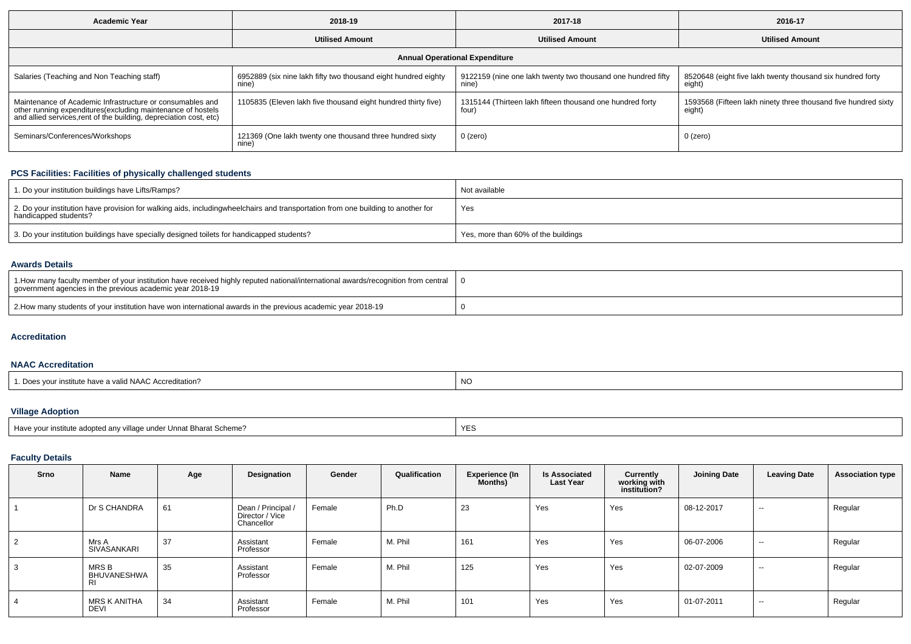| Academic Year | 2018-19 | 2017-18 | 2016-17 |
|---|---|---|---|
| | **Utilised Amount** | **Utilised Amount** | **Utilised Amount** |
| **Annual Operational Expenditure** | | | |
| Salaries (Teaching and Non Teaching staff) | 6952889 (six nine lakh fifty two thousand eight hundred eighty nine) | 9122159 (nine one lakh twenty two thousand one hundred fifty nine) | 8520648 (eight five lakh twenty thousand six hundred forty eight) |
| Maintenance of Academic Infrastructure or consumables and other running expenditures(excluding maintenance of hostels and allied services,rent of the building, depreciation cost, etc) | 1105835 (Eleven lakh five thousand eight hundred thirty five) | 1315144 (Thirteen lakh fifteen thousand one hundred forty four) | 1593568 (Fifteen lakh ninety three thousand five hundred sixty eight) |
| Seminars/Conferences/Workshops | 121369 (One lakh twenty one thousand three hundred sixty nine) | 0 (zero) | 0 (zero) |

## PCS Facilities: Facilities of physically challenged students

| | |
|---|---|
| 1. Do your institution buildings have Lifts/Ramps? | Not available |
| 2. Do your institution have provision for walking aids, includingwheelchairs and transportation from one building to another for handicapped students? | Yes |
| 3. Do your institution buildings have specially designed toilets for handicapped students? | Yes, more than 60% of the buildings |

## Awards Details

| | |
|---|---|
| 1.How many faculty member of your institution have received highly reputed national/international awards/recognition from central government agencies in the previous academic year 2018-19 | 0 |
| 2.How many students of your institution have won international awards in the previous academic year 2018-19 | 0 |

## Accreditation

## NAAC Accreditation

| | |
|---|---|
| 1. Does your institute have a valid NAAC Accreditation? | NO |

## Village Adoption

| | |
|---|---|
| Have your institute adopted any village under Unnat Bharat Scheme? | YES |

## Faculty Details

| Srno | Name | Age | Designation | Gender | Qualification | Experience (In Months) | Is Associated Last Year | Currently working with institution? | Joining Date | Leaving Date | Association type |
|---|---|---|---|---|---|---|---|---|---|---|---|
| 1 | Dr S CHANDRA | 61 | Dean / Principal / Director / Vice Chancellor | Female | Ph.D | 23 | Yes | Yes | 08-12-2017 | -- | Regular |
| 2 | Mrs A SIVASANKARI | 37 | Assistant Professor | Female | M. Phil | 161 | Yes | Yes | 06-07-2006 | -- | Regular |
| 3 | MRS B BHUVANESHWARI | 35 | Assistant Professor | Female | M. Phil | 125 | Yes | Yes | 02-07-2009 | -- | Regular |
| 4 | MRS K ANITHA DEVI | 34 | Assistant Professor | Female | M. Phil | 101 | Yes | Yes | 01-07-2011 | -- | Regular |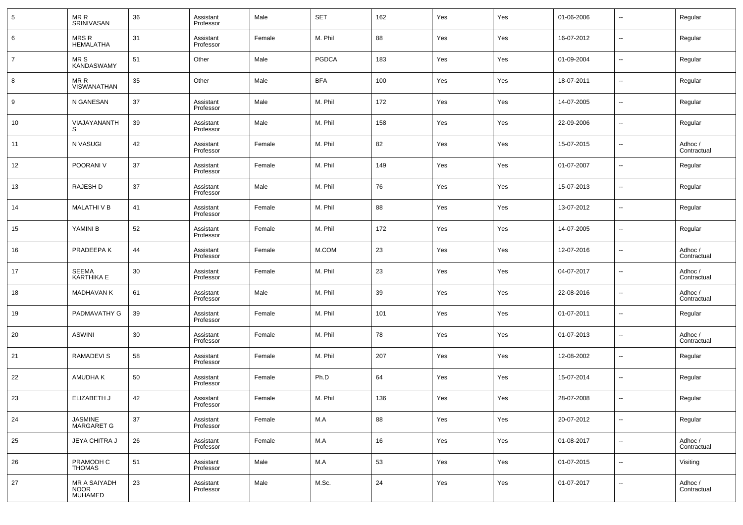| 5 | MR R SRINIVASAN | 36 | Assistant Professor | Male | SET | 162 | Yes | Yes | 01-06-2006 | -- | Regular |
|---|---|---|---|---|---|---|---|---|---|---|---|
| 6 | MRS R HEMALATHA | 31 | Assistant Professor | Female | M. Phil | 88 | Yes | Yes | 16-07-2012 | -- | Regular |
| 7 | MR S KANDASWAMY | 51 | Other | Male | PGDCA | 183 | Yes | Yes | 01-09-2004 | -- | Regular |
| 8 | MR R VISWANATHAN | 35 | Other | Male | BFA | 100 | Yes | Yes | 18-07-2011 | -- | Regular |
| 9 | N GANESAN | 37 | Assistant Professor | Male | M. Phil | 172 | Yes | Yes | 14-07-2005 | -- | Regular |
| 10 | VIAJAYANANTH S | 39 | Assistant Professor | Male | M. Phil | 158 | Yes | Yes | 22-09-2006 | -- | Regular |
| 11 | N VASUGI | 42 | Assistant Professor | Female | M. Phil | 82 | Yes | Yes | 15-07-2015 | -- | Adhoc / Contractual |
| 12 | POORANI V | 37 | Assistant Professor | Female | M. Phil | 149 | Yes | Yes | 01-07-2007 | -- | Regular |
| 13 | RAJESH D | 37 | Assistant Professor | Male | M. Phil | 76 | Yes | Yes | 15-07-2013 | -- | Regular |
| 14 | MALATHI V B | 41 | Assistant Professor | Female | M. Phil | 88 | Yes | Yes | 13-07-2012 | -- | Regular |
| 15 | YAMINI B | 52 | Assistant Professor | Female | M. Phil | 172 | Yes | Yes | 14-07-2005 | -- | Regular |
| 16 | PRADEEPA K | 44 | Assistant Professor | Female | M.COM | 23 | Yes | Yes | 12-07-2016 | -- | Adhoc / Contractual |
| 17 | SEEMA KARTHIKA E | 30 | Assistant Professor | Female | M. Phil | 23 | Yes | Yes | 04-07-2017 | -- | Adhoc / Contractual |
| 18 | MADHAVAN K | 61 | Assistant Professor | Male | M. Phil | 39 | Yes | Yes | 22-08-2016 | -- | Adhoc / Contractual |
| 19 | PADMAVATHY G | 39 | Assistant Professor | Female | M. Phil | 101 | Yes | Yes | 01-07-2011 | -- | Regular |
| 20 | ASWINI | 30 | Assistant Professor | Female | M. Phil | 78 | Yes | Yes | 01-07-2013 | -- | Adhoc / Contractual |
| 21 | RAMADEVI S | 58 | Assistant Professor | Female | M. Phil | 207 | Yes | Yes | 12-08-2002 | -- | Regular |
| 22 | AMUDHA K | 50 | Assistant Professor | Female | Ph.D | 64 | Yes | Yes | 15-07-2014 | -- | Regular |
| 23 | ELIZABETH J | 42 | Assistant Professor | Female | M. Phil | 136 | Yes | Yes | 28-07-2008 | -- | Regular |
| 24 | JASMINE MARGARET G | 37 | Assistant Professor | Female | M.A | 88 | Yes | Yes | 20-07-2012 | -- | Regular |
| 25 | JEYA CHITRA J | 26 | Assistant Professor | Female | M.A | 16 | Yes | Yes | 01-08-2017 | -- | Adhoc / Contractual |
| 26 | PRAMODH C THOMAS | 51 | Assistant Professor | Male | M.A | 53 | Yes | Yes | 01-07-2015 | -- | Visiting |
| 27 | MR A SAIYADH NOOR MUHAMED | 23 | Assistant Professor | Male | M.Sc. | 24 | Yes | Yes | 01-07-2017 | -- | Adhoc / Contractual |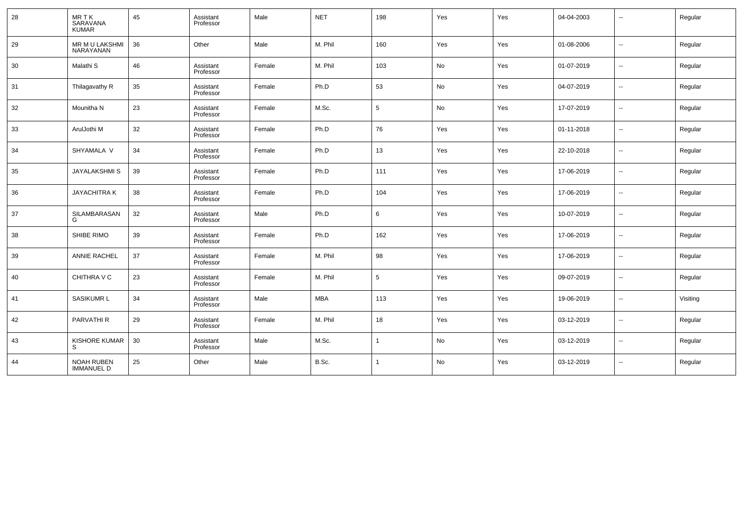| | | | | | | | | | | | |
|---|---|---|---|---|---|---|---|---|---|---|---|
| 28 | MR T K SARAVANA KUMAR | 45 | Assistant Professor | Male | NET | 198 | Yes | Yes | 04-04-2003 | -- | Regular |
| 29 | MR M U LAKSHMI NARAYANAN | 36 | Other | Male | M. Phil | 160 | Yes | Yes | 01-08-2006 | -- | Regular |
| 30 | Malathi S | 46 | Assistant Professor | Female | M. Phil | 103 | No | Yes | 01-07-2019 | -- | Regular |
| 31 | Thilagavathy R | 35 | Assistant Professor | Female | Ph.D | 53 | No | Yes | 04-07-2019 | -- | Regular |
| 32 | Mounitha N | 23 | Assistant Professor | Female | M.Sc. | 5 | No | Yes | 17-07-2019 | -- | Regular |
| 33 | ArulJothi M | 32 | Assistant Professor | Female | Ph.D | 76 | Yes | Yes | 01-11-2018 | -- | Regular |
| 34 | SHYAMALA V | 34 | Assistant Professor | Female | Ph.D | 13 | Yes | Yes | 22-10-2018 | -- | Regular |
| 35 | JAYALAKSHMI S | 39 | Assistant Professor | Female | Ph.D | 111 | Yes | Yes | 17-06-2019 | -- | Regular |
| 36 | JAYACHITRA K | 38 | Assistant Professor | Female | Ph.D | 104 | Yes | Yes | 17-06-2019 | -- | Regular |
| 37 | SILAMBARASAN G | 32 | Assistant Professor | Male | Ph.D | 6 | Yes | Yes | 10-07-2019 | -- | Regular |
| 38 | SHIBE RIMO | 39 | Assistant Professor | Female | Ph.D | 162 | Yes | Yes | 17-06-2019 | -- | Regular |
| 39 | ANNIE RACHEL | 37 | Assistant Professor | Female | M. Phil | 98 | Yes | Yes | 17-06-2019 | -- | Regular |
| 40 | CHITHRA V C | 23 | Assistant Professor | Female | M. Phil | 5 | Yes | Yes | 09-07-2019 | -- | Regular |
| 41 | SASIKUMR L | 34 | Assistant Professor | Male | MBA | 113 | Yes | Yes | 19-06-2019 | -- | Visiting |
| 42 | PARVATHI R | 29 | Assistant Professor | Female | M. Phil | 18 | Yes | Yes | 03-12-2019 | -- | Regular |
| 43 | KISHORE KUMAR S | 30 | Assistant Professor | Male | M.Sc. | 1 | No | Yes | 03-12-2019 | -- | Regular |
| 44 | NOAH RUBEN IMMANUEL D | 25 | Other | Male | B.Sc. | 1 | No | Yes | 03-12-2019 | -- | Regular |